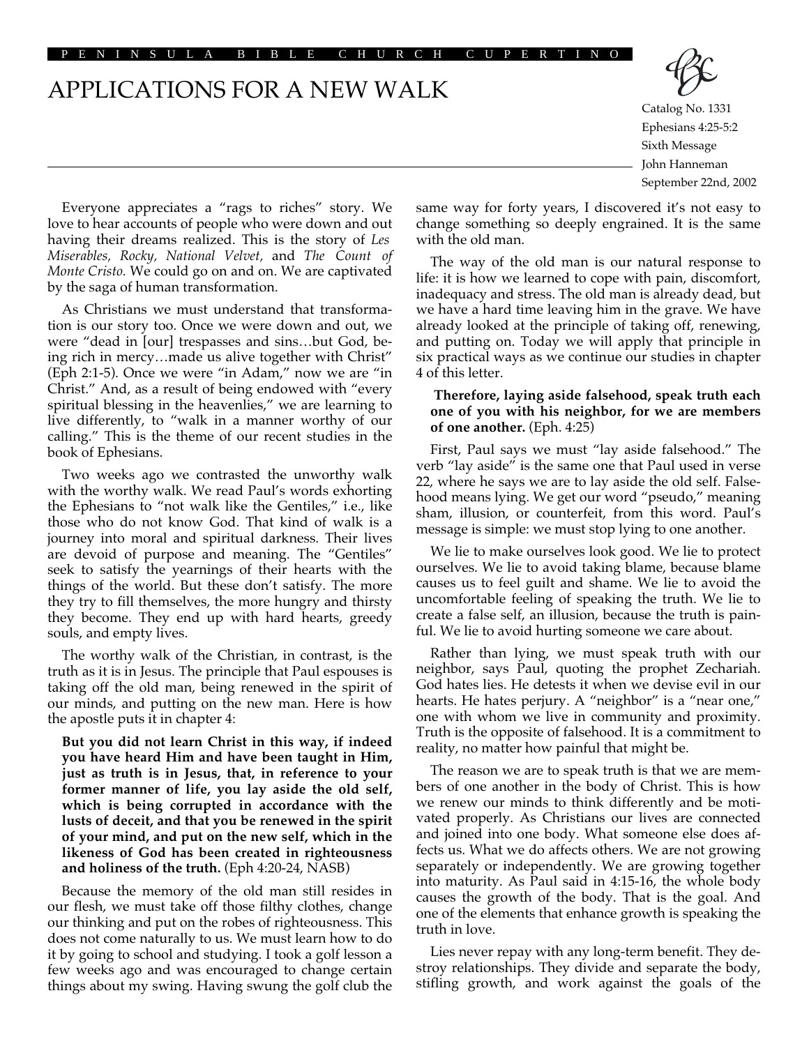PENINSULA BIBLE CHURCH CUPERTINO

# APPLICATIONS FOR A NEW WALK

Catalog No. 1331
Ephesians 4:25-5:2
Sixth Message
John Hanneman
September 22nd, 2002

Everyone appreciates a "rags to riches" story. We love to hear accounts of people who were down and out having their dreams realized. This is the story of *Les Miserables, Rocky, National Velvet,* and *The Count of Monte Cristo.* We could go on and on. We are captivated by the saga of human transformation.

As Christians we must understand that transformation is our story too. Once we were down and out, we were "dead in [our] trespasses and sins…but God, being rich in mercy…made us alive together with Christ" (Eph 2:1-5). Once we were "in Adam," now we are "in Christ." And, as a result of being endowed with "every spiritual blessing in the heavenlies," we are learning to live differently, to "walk in a manner worthy of our calling." This is the theme of our recent studies in the book of Ephesians.

Two weeks ago we contrasted the unworthy walk with the worthy walk. We read Paul's words exhorting the Ephesians to "not walk like the Gentiles," i.e., like those who do not know God. That kind of walk is a journey into moral and spiritual darkness. Their lives are devoid of purpose and meaning. The "Gentiles" seek to satisfy the yearnings of their hearts with the things of the world. But these don't satisfy. The more they try to fill themselves, the more hungry and thirsty they become. They end up with hard hearts, greedy souls, and empty lives.

The worthy walk of the Christian, in contrast, is the truth as it is in Jesus. The principle that Paul espouses is taking off the old man, being renewed in the spirit of our minds, and putting on the new man. Here is how the apostle puts it in chapter 4:

> **But you did not learn Christ in this way, if indeed you have heard Him and have been taught in Him, just as truth is in Jesus, that, in reference to your former manner of life, you lay aside the old self, which is being corrupted in accordance with the lusts of deceit, and that you be renewed in the spirit of your mind, and put on the new self, which in the likeness of God has been created in righteousness and holiness of the truth.** (Eph 4:20-24, NASB)

Because the memory of the old man still resides in our flesh, we must take off those filthy clothes, change our thinking and put on the robes of righteousness. This does not come naturally to us. We must learn how to do it by going to school and studying. I took a golf lesson a few weeks ago and was encouraged to change certain things about my swing. Having swung the golf club the same way for forty years, I discovered it's not easy to change something so deeply engrained. It is the same with the old man.

The way of the old man is our natural response to life: it is how we learned to cope with pain, discomfort, inadequacy and stress. The old man is already dead, but we have a hard time leaving him in the grave. We have already looked at the principle of taking off, renewing, and putting on. Today we will apply that principle in six practical ways as we continue our studies in chapter 4 of this letter.

> **Therefore, laying aside falsehood, speak truth each one of you with his neighbor, for we are members of one another.** (Eph. 4:25)

First, Paul says we must "lay aside falsehood." The verb "lay aside" is the same one that Paul used in verse 22, where he says we are to lay aside the old self. Falsehood means lying. We get our word "pseudo," meaning sham, illusion, or counterfeit, from this word. Paul's message is simple: we must stop lying to one another.

We lie to make ourselves look good. We lie to protect ourselves. We lie to avoid taking blame, because blame causes us to feel guilt and shame. We lie to avoid the uncomfortable feeling of speaking the truth. We lie to create a false self, an illusion, because the truth is painful. We lie to avoid hurting someone we care about.

Rather than lying, we must speak truth with our neighbor, says Paul, quoting the prophet Zechariah. God hates lies. He detests it when we devise evil in our hearts. He hates perjury. A "neighbor" is a "near one," one with whom we live in community and proximity. Truth is the opposite of falsehood. It is a commitment to reality, no matter how painful that might be.

The reason we are to speak truth is that we are members of one another in the body of Christ. This is how we renew our minds to think differently and be motivated properly. As Christians our lives are connected and joined into one body. What someone else does affects us. What we do affects others. We are not growing separately or independently. We are growing together into maturity. As Paul said in 4:15-16, the whole body causes the growth of the body. That is the goal. And one of the elements that enhance growth is speaking the truth in love.

Lies never repay with any long-term benefit. They destroy relationships. They divide and separate the body, stifling growth, and work against the goals of the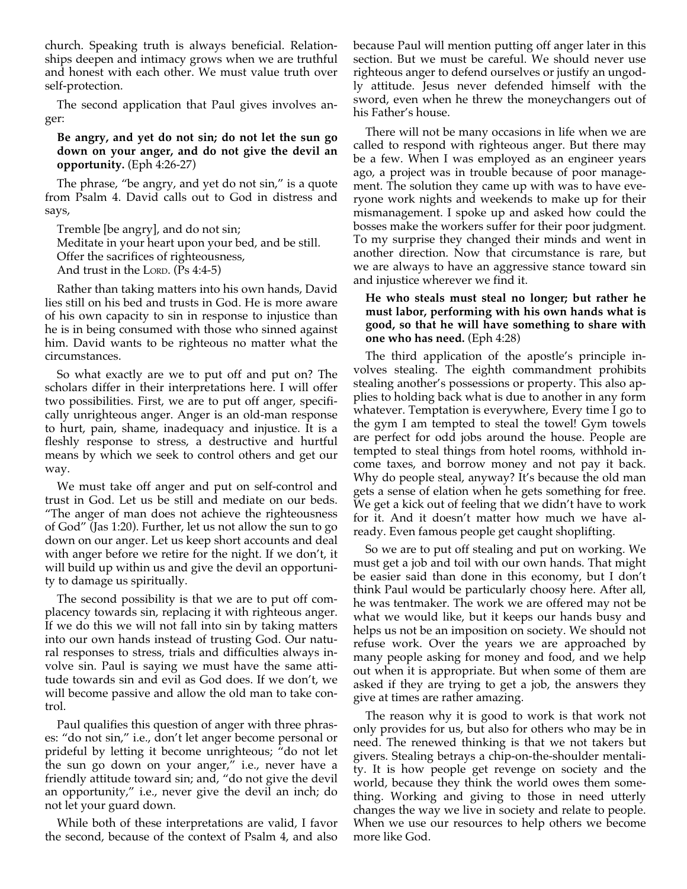church. Speaking truth is always beneficial. Relationships deepen and intimacy grows when we are truthful and honest with each other. We must value truth over self-protection.

The second application that Paul gives involves anger:

**Be angry, and yet do not sin; do not let the sun go down on your anger, and do not give the devil an opportunity.** (Eph 4:26-27)

The phrase, "be angry, and yet do not sin," is a quote from Psalm 4. David calls out to God in distress and says,

Tremble [be angry], and do not sin;  
Meditate in your heart upon your bed, and be still.  
Offer the sacrifices of righteousness,  
And trust in the Lord. (Ps 4:4-5)

Rather than taking matters into his own hands, David lies still on his bed and trusts in God. He is more aware of his own capacity to sin in response to injustice than he is in being consumed with those who sinned against him. David wants to be righteous no matter what the circumstances.

So what exactly are we to put off and put on? The scholars differ in their interpretations here. I will offer two possibilities. First, we are to put off anger, specifically unrighteous anger. Anger is an old-man response to hurt, pain, shame, inadequacy and injustice. It is a fleshly response to stress, a destructive and hurtful means by which we seek to control others and get our way.

We must take off anger and put on self-control and trust in God. Let us be still and mediate on our beds. "The anger of man does not achieve the righteousness of God" (Jas 1:20). Further, let us not allow the sun to go down on our anger. Let us keep short accounts and deal with anger before we retire for the night. If we don't, it will build up within us and give the devil an opportunity to damage us spiritually.

The second possibility is that we are to put off complacency towards sin, replacing it with righteous anger. If we do this we will not fall into sin by taking matters into our own hands instead of trusting God. Our natural responses to stress, trials and difficulties always involve sin. Paul is saying we must have the same attitude towards sin and evil as God does. If we don't, we will become passive and allow the old man to take control.

Paul qualifies this question of anger with three phrases: "do not sin," i.e., don't let anger become personal or prideful by letting it become unrighteous; "do not let the sun go down on your anger," i.e., never have a friendly attitude toward sin; and, "do not give the devil an opportunity," i.e., never give the devil an inch; do not let your guard down.

While both of these interpretations are valid, I favor the second, because of the context of Psalm 4, and also because Paul will mention putting off anger later in this section. But we must be careful. We should never use righteous anger to defend ourselves or justify an ungodly attitude. Jesus never defended himself with the sword, even when he threw the moneychangers out of his Father's house.

There will not be many occasions in life when we are called to respond with righteous anger. But there may be a few. When I was employed as an engineer years ago, a project was in trouble because of poor management. The solution they came up with was to have everyone work nights and weekends to make up for their mismanagement. I spoke up and asked how could the bosses make the workers suffer for their poor judgment. To my surprise they changed their minds and went in another direction. Now that circumstance is rare, but we are always to have an aggressive stance toward sin and injustice wherever we find it.

**He who steals must steal no longer; but rather he must labor, performing with his own hands what is good, so that he will have something to share with one who has need.** (Eph 4:28)

The third application of the apostle's principle involves stealing. The eighth commandment prohibits stealing another's possessions or property. This also applies to holding back what is due to another in any form whatever. Temptation is everywhere, Every time I go to the gym I am tempted to steal the towel! Gym towels are perfect for odd jobs around the house. People are tempted to steal things from hotel rooms, withhold income taxes, and borrow money and not pay it back. Why do people steal, anyway? It's because the old man gets a sense of elation when he gets something for free. We get a kick out of feeling that we didn't have to work for it. And it doesn't matter how much we have already. Even famous people get caught shoplifting.

So we are to put off stealing and put on working. We must get a job and toil with our own hands. That might be easier said than done in this economy, but I don't think Paul would be particularly choosy here. After all, he was tentmaker. The work we are offered may not be what we would like, but it keeps our hands busy and helps us not be an imposition on society. We should not refuse work. Over the years we are approached by many people asking for money and food, and we help out when it is appropriate. But when some of them are asked if they are trying to get a job, the answers they give at times are rather amazing.

The reason why it is good to work is that work not only provides for us, but also for others who may be in need. The renewed thinking is that we not takers but givers. Stealing betrays a chip-on-the-shoulder mentality. It is how people get revenge on society and the world, because they think the world owes them something. Working and giving to those in need utterly changes the way we live in society and relate to people. When we use our resources to help others we become more like God.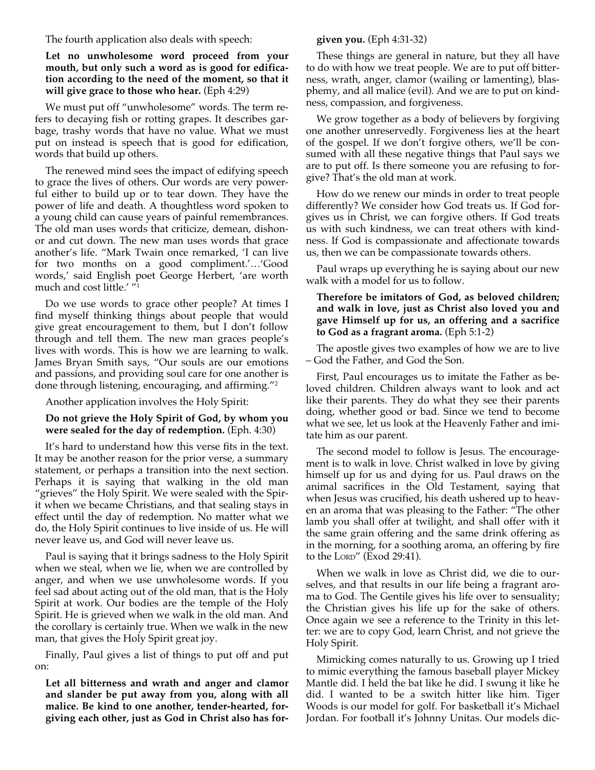The fourth application also deals with speech:

**Let no unwholesome word proceed from your mouth, but only such a word as is good for edification according to the need of the moment, so that it will give grace to those who hear.** (Eph 4:29)

We must put off "unwholesome" words. The term refers to decaying fish or rotting grapes. It describes garbage, trashy words that have no value. What we must put on instead is speech that is good for edification, words that build up others.

The renewed mind sees the impact of edifying speech to grace the lives of others. Our words are very powerful either to build up or to tear down. They have the power of life and death. A thoughtless word spoken to a young child can cause years of painful remembrances. The old man uses words that criticize, demean, dishonor and cut down. The new man uses words that grace another's life. "Mark Twain once remarked, 'I can live for two months on a good compliment.'…'Good words,' said English poet George Herbert, 'are worth much and cost little.' "[1]

Do we use words to grace other people? At times I find myself thinking things about people that would give great encouragement to them, but I don't follow through and tell them. The new man graces people's lives with words. This is how we are learning to walk. James Bryan Smith says, "Our souls are our emotions and passions, and providing soul care for one another is done through listening, encouraging, and affirming."[2]

Another application involves the Holy Spirit:

**Do not grieve the Holy Spirit of God, by whom you were sealed for the day of redemption.** (Eph. 4:30)

It's hard to understand how this verse fits in the text. It may be another reason for the prior verse, a summary statement, or perhaps a transition into the next section. Perhaps it is saying that walking in the old man "grieves" the Holy Spirit. We were sealed with the Spirit when we became Christians, and that sealing stays in effect until the day of redemption. No matter what we do, the Holy Spirit continues to live inside of us. He will never leave us, and God will never leave us.

Paul is saying that it brings sadness to the Holy Spirit when we steal, when we lie, when we are controlled by anger, and when we use unwholesome words. If you feel sad about acting out of the old man, that is the Holy Spirit at work. Our bodies are the temple of the Holy Spirit. He is grieved when we walk in the old man. And the corollary is certainly true. When we walk in the new man, that gives the Holy Spirit great joy.

Finally, Paul gives a list of things to put off and put on:

**Let all bitterness and wrath and anger and clamor and slander be put away from you, along with all malice. Be kind to one another, tender-hearted, forgiving each other, just as God in Christ also has forgiven you.** (Eph 4:31-32)

These things are general in nature, but they all have to do with how we treat people. We are to put off bitterness, wrath, anger, clamor (wailing or lamenting), blasphemy, and all malice (evil). And we are to put on kindness, compassion, and forgiveness.

We grow together as a body of believers by forgiving one another unreservedly. Forgiveness lies at the heart of the gospel. If we don't forgive others, we'll be consumed with all these negative things that Paul says we are to put off. Is there someone you are refusing to forgive? That's the old man at work.

How do we renew our minds in order to treat people differently? We consider how God treats us. If God forgives us in Christ, we can forgive others. If God treats us with such kindness, we can treat others with kindness. If God is compassionate and affectionate towards us, then we can be compassionate towards others.

Paul wraps up everything he is saying about our new walk with a model for us to follow.

**Therefore be imitators of God, as beloved children; and walk in love, just as Christ also loved you and gave Himself up for us, an offering and a sacrifice to God as a fragrant aroma.** (Eph 5:1-2)

The apostle gives two examples of how we are to live – God the Father, and God the Son.

First, Paul encourages us to imitate the Father as beloved children. Children always want to look and act like their parents. They do what they see their parents doing, whether good or bad. Since we tend to become what we see, let us look at the Heavenly Father and imitate him as our parent.

The second model to follow is Jesus. The encouragement is to walk in love. Christ walked in love by giving himself up for us and dying for us. Paul draws on the animal sacrifices in the Old Testament, saying that when Jesus was crucified, his death ushered up to heaven an aroma that was pleasing to the Father: "The other lamb you shall offer at twilight, and shall offer with it the same grain offering and the same drink offering as in the morning, for a soothing aroma, an offering by fire to the LORD" (Exod 29:41).

When we walk in love as Christ did, we die to ourselves, and that results in our life being a fragrant aroma to God. The Gentile gives his life over to sensuality; the Christian gives his life up for the sake of others. Once again we see a reference to the Trinity in this letter: we are to copy God, learn Christ, and not grieve the Holy Spirit.

Mimicking comes naturally to us. Growing up I tried to mimic everything the famous baseball player Mickey Mantle did. I held the bat like he did. I swung it like he did. I wanted to be a switch hitter like him. Tiger Woods is our model for golf. For basketball it's Michael Jordan. For football it's Johnny Unitas. Our models dic-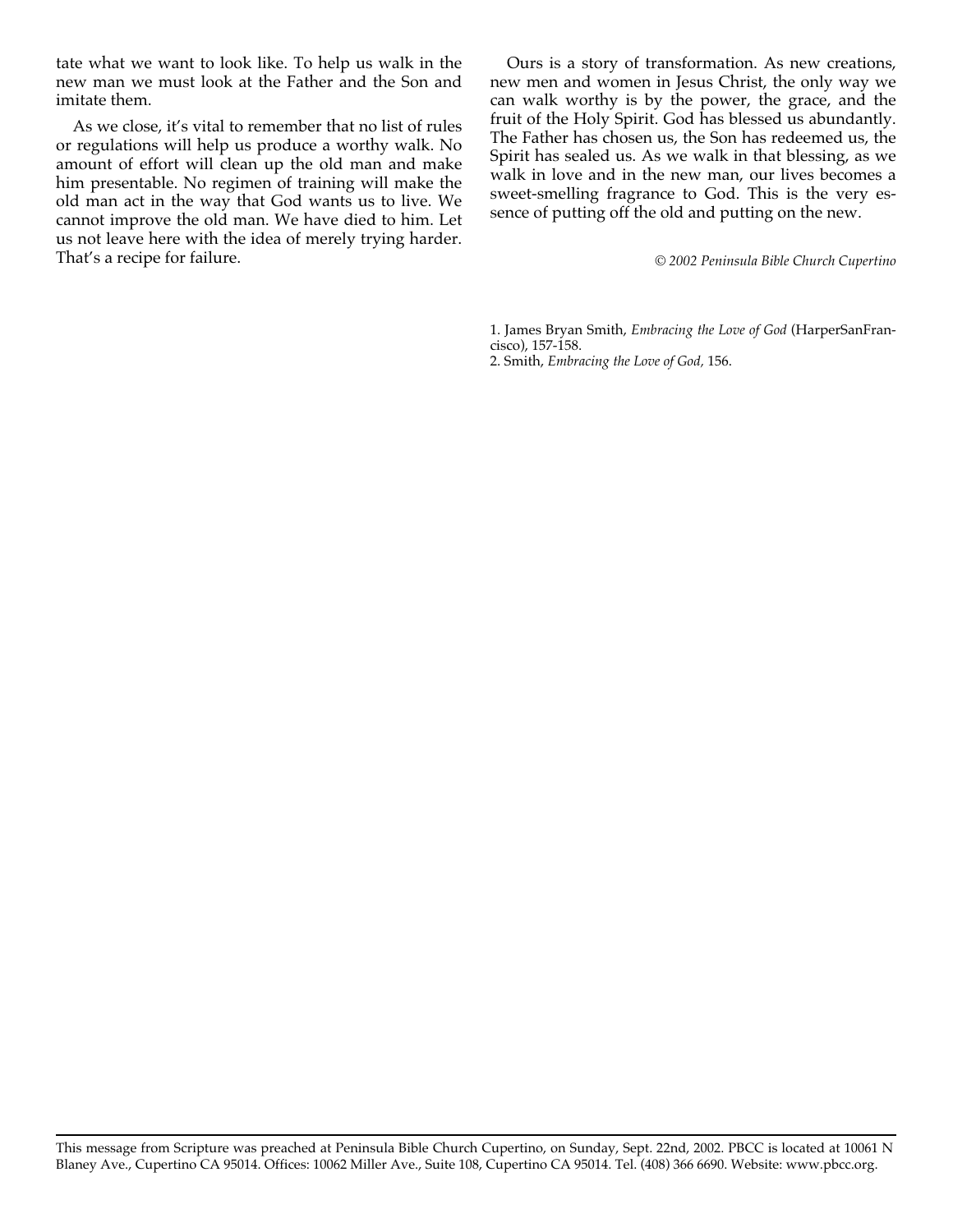tate what we want to look like. To help us walk in the new man we must look at the Father and the Son and imitate them.

As we close, it's vital to remember that no list of rules or regulations will help us produce a worthy walk. No amount of effort will clean up the old man and make him presentable. No regimen of training will make the old man act in the way that God wants us to live. We cannot improve the old man. We have died to him. Let us not leave here with the idea of merely trying harder. That's a recipe for failure.

Ours is a story of transformation. As new creations, new men and women in Jesus Christ, the only way we can walk worthy is by the power, the grace, and the fruit of the Holy Spirit. God has blessed us abundantly. The Father has chosen us, the Son has redeemed us, the Spirit has sealed us. As we walk in that blessing, as we walk in love and in the new man, our lives becomes a sweet-smelling fragrance to God. This is the very essence of putting off the old and putting on the new.

*© 2002 Peninsula Bible Church Cupertino*

1. James Bryan Smith, *Embracing the Love of God* (HarperSanFrancisco), 157-158.
2. Smith, *Embracing the Love of God*, 156.

This message from Scripture was preached at Peninsula Bible Church Cupertino, on Sunday, Sept. 22nd, 2002. PBCC is located at 10061 N Blaney Ave., Cupertino CA 95014. Offices: 10062 Miller Ave., Suite 108, Cupertino CA 95014. Tel. (408) 366 6690. Website: www.pbcc.org.